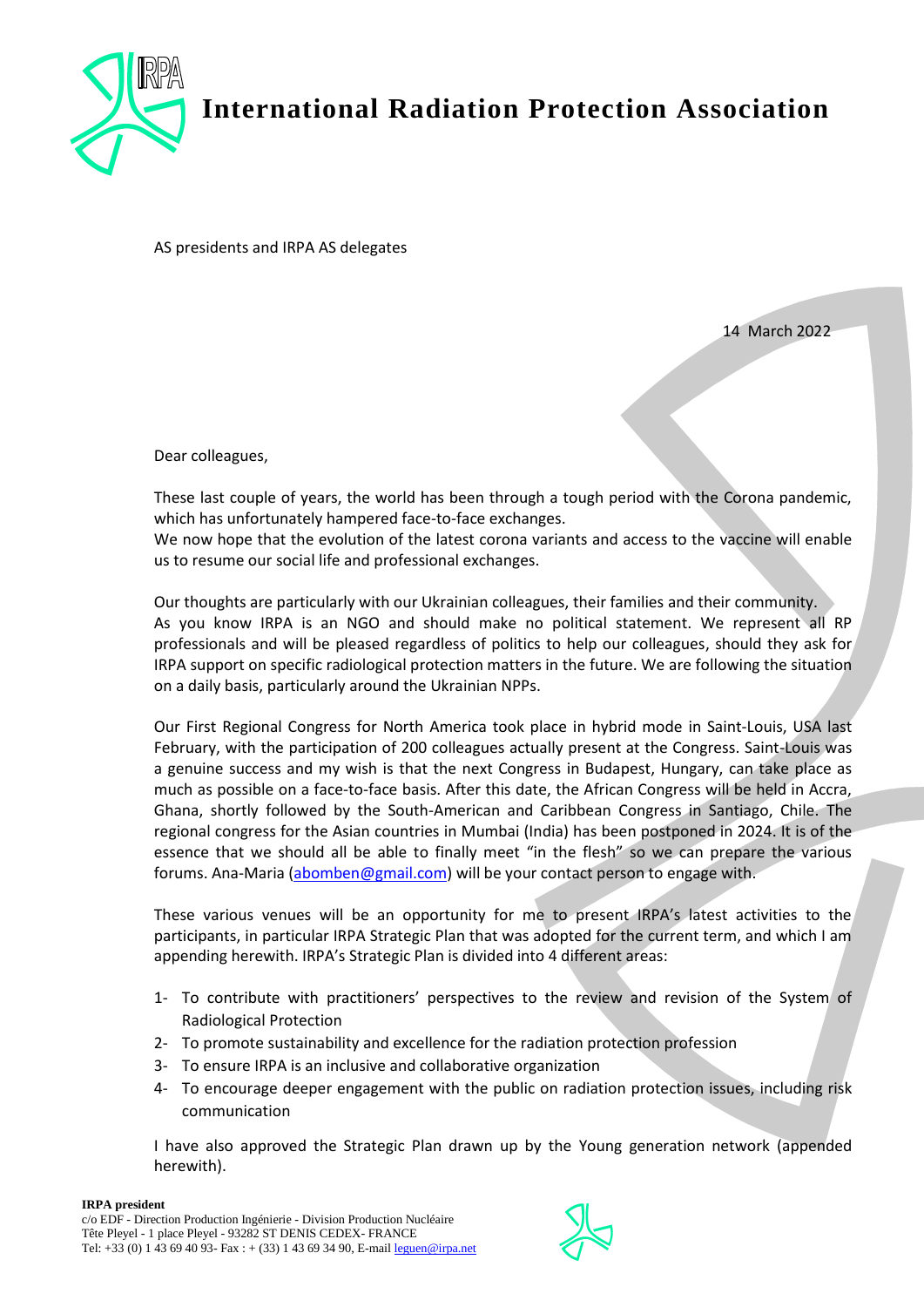# International Radiation Protection Association

AS presidents and IRPA AS delegates

14 March 2022

Dear colleagues,

These last couple of years, the world has been through a tough period with the Corona pandemic, which has unfortunately hampered face-to-face exchanges.
We now hope that the evolution of the latest corona variants and access to the vaccine will enable us to resume our social life and professional exchanges.

Our thoughts are particularly with our Ukrainian colleagues, their families and their community.
As you know IRPA is an NGO and should make no political statement. We represent all RP professionals and will be pleased regardless of politics to help our colleagues, should they ask for IRPA support on specific radiological protection matters in the future. We are following the situation on a daily basis, particularly around the Ukrainian NPPs.

Our First Regional Congress for North America took place in hybrid mode in Saint-Louis, USA last February, with the participation of 200 colleagues actually present at the Congress. Saint-Louis was a genuine success and my wish is that the next Congress in Budapest, Hungary, can take place as much as possible on a face-to-face basis. After this date, the African Congress will be held in Accra, Ghana, shortly followed by the South-American and Caribbean Congress in Santiago, Chile. The regional congress for the Asian countries in Mumbai (India) has been postponed in 2024. It is of the essence that we should all be able to finally meet "in the flesh" so we can prepare the various forums. Ana-Maria (abomben@gmail.com) will be your contact person to engage with.

These various venues will be an opportunity for me to present IRPA's latest activities to the participants, in particular IRPA Strategic Plan that was adopted for the current term, and which I am appending herewith. IRPA's Strategic Plan is divided into 4 different areas:

1- To contribute with practitioners' perspectives to the review and revision of the System of Radiological Protection
2- To promote sustainability and excellence for the radiation protection profession
3- To ensure IRPA is an inclusive and collaborative organization
4- To encourage deeper engagement with the public on radiation protection issues, including risk communication

I have also approved the Strategic Plan drawn up by the Young generation network (appended herewith).

**IRPA president**
c/o EDF - Direction Production Ingénierie - Division Production Nucléaire
Tête Pleyel - 1 place Pleyel - 93282 ST DENIS CEDEX- FRANCE
Tel: +33 (0) 1 43 69 40 93- Fax : + (33) 1 43 69 34 90, E-mail leguen@irpa.net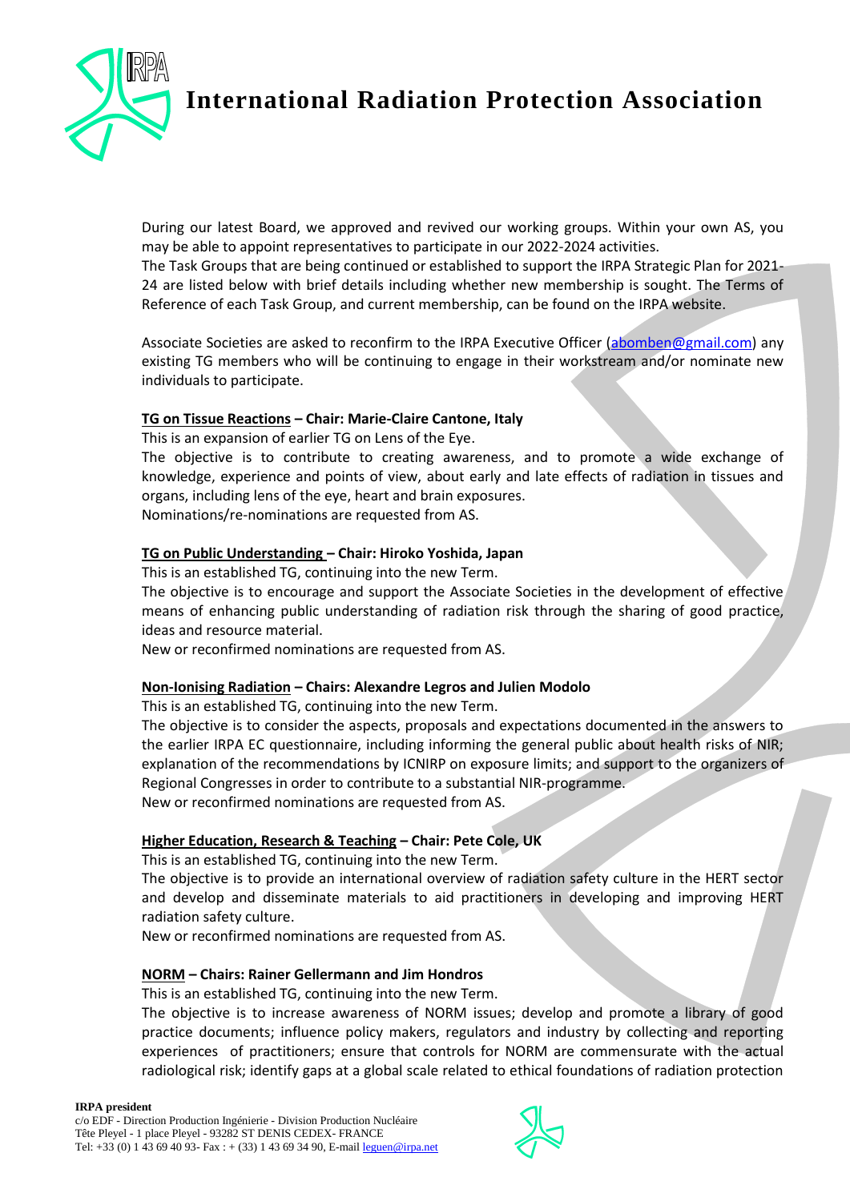During our latest Board, we approved and revived our working groups. Within your own AS, you may be able to appoint representatives to participate in our 2022-2024 activities.

The Task Groups that are being continued or established to support the IRPA Strategic Plan for 2021-24 are listed below with brief details including whether new membership is sought. The Terms of Reference of each Task Group, and current membership, can be found on the IRPA website.

Associate Societies are asked to reconfirm to the IRPA Executive Officer (abomben@gmail.com) any existing TG members who will be continuing to engage in their workstream and/or nominate new individuals to participate.

**TG on Tissue Reactions – Chair: Marie-Claire Cantone, Italy**

This is an expansion of earlier TG on Lens of the Eye.

The objective is to contribute to creating awareness, and to promote a wide exchange of knowledge, experience and points of view, about early and late effects of radiation in tissues and organs, including lens of the eye, heart and brain exposures.

Nominations/re-nominations are requested from AS.

**TG on Public Understanding – Chair: Hiroko Yoshida, Japan**

This is an established TG, continuing into the new Term.

The objective is to encourage and support the Associate Societies in the development of effective means of enhancing public understanding of radiation risk through the sharing of good practice, ideas and resource material.

New or reconfirmed nominations are requested from AS.

**Non-Ionising Radiation – Chairs: Alexandre Legros and Julien Modolo**

This is an established TG, continuing into the new Term.

The objective is to consider the aspects, proposals and expectations documented in the answers to the earlier IRPA EC questionnaire, including informing the general public about health risks of NIR; explanation of the recommendations by ICNIRP on exposure limits; and support to the organizers of Regional Congresses in order to contribute to a substantial NIR-programme.

New or reconfirmed nominations are requested from AS.

**Higher Education, Research & Teaching – Chair: Pete Cole, UK**

This is an established TG, continuing into the new Term.

The objective is to provide an international overview of radiation safety culture in the HERT sector and develop and disseminate materials to aid practitioners in developing and improving HERT radiation safety culture.

New or reconfirmed nominations are requested from AS.

**NORM – Chairs: Rainer Gellermann and Jim Hondros**

This is an established TG, continuing into the new Term.

The objective is to increase awareness of NORM issues; develop and promote a library of good practice documents; influence policy makers, regulators and industry by collecting and reporting experiences of practitioners; ensure that controls for NORM are commensurate with the actual radiological risk; identify gaps at a global scale related to ethical foundations of radiation protection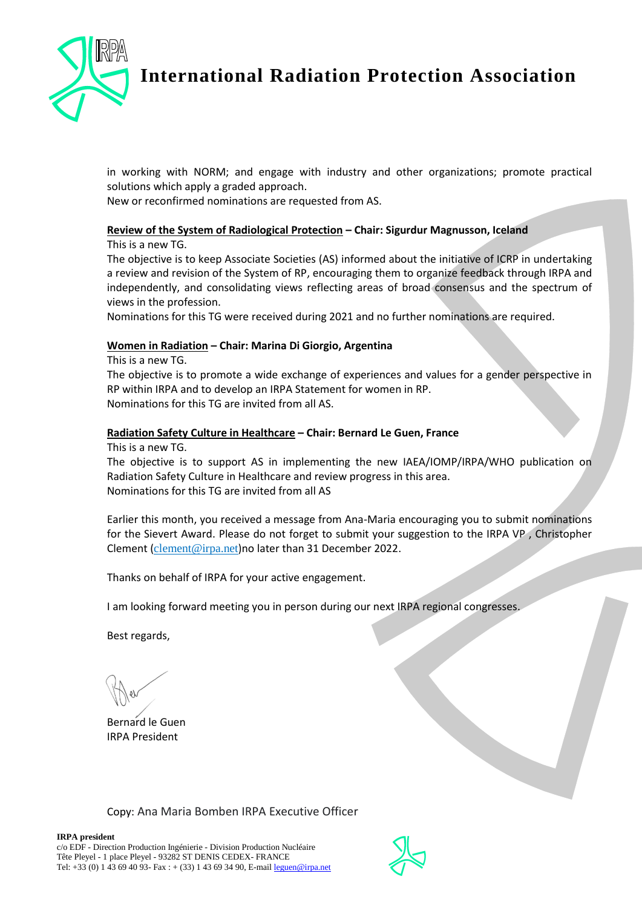in working with NORM; and engage with industry and other organizations; promote practical solutions which apply a graded approach.
New or reconfirmed nominations are requested from AS.

**<u>Review of the System of Radiological Protection</u> – Chair: Sigurdur Magnusson, Iceland**
This is a new TG.
The objective is to keep Associate Societies (AS) informed about the initiative of ICRP in undertaking a review and revision of the System of RP, encouraging them to organize feedback through IRPA and independently, and consolidating views reflecting areas of broad consensus and the spectrum of views in the profession.
Nominations for this TG were received during 2021 and no further nominations are required.

**<u>Women in Radiation</u> – Chair: Marina Di Giorgio, Argentina**
This is a new TG.
The objective is to promote a wide exchange of experiences and values for a gender perspective in RP within IRPA and to develop an IRPA Statement for women in RP.
Nominations for this TG are invited from all AS.

**<u>Radiation Safety Culture in Healthcare</u> – Chair: Bernard Le Guen, France**
This is a new TG.
The objective is to support AS in implementing the new IAEA/IOMP/IRPA/WHO publication on Radiation Safety Culture in Healthcare and review progress in this area.
Nominations for this TG are invited from all AS

Earlier this month, you received a message from Ana-Maria encouraging you to submit nominations for the Sievert Award. Please do not forget to submit your suggestion to the IRPA VP , Christopher Clement (clement@irpa.net)no later than 31 December 2022.

Thanks on behalf of IRPA for your active engagement.

I am looking forward meeting you in person during our next IRPA regional congresses.

Best regards,

Bernard le Guen
IRPA President

Copy: Ana Maria Bomben IRPA Executive Officer

**IRPA president**
c/o EDF - Direction Production Ingénierie - Division Production Nucléaire
Tête Pleyel - 1 place Pleyel - 93282 ST DENIS CEDEX- FRANCE
Tel: +33 (0) 1 43 69 40 93- Fax : + (33) 1 43 69 34 90, E-mail leguen@irpa.net